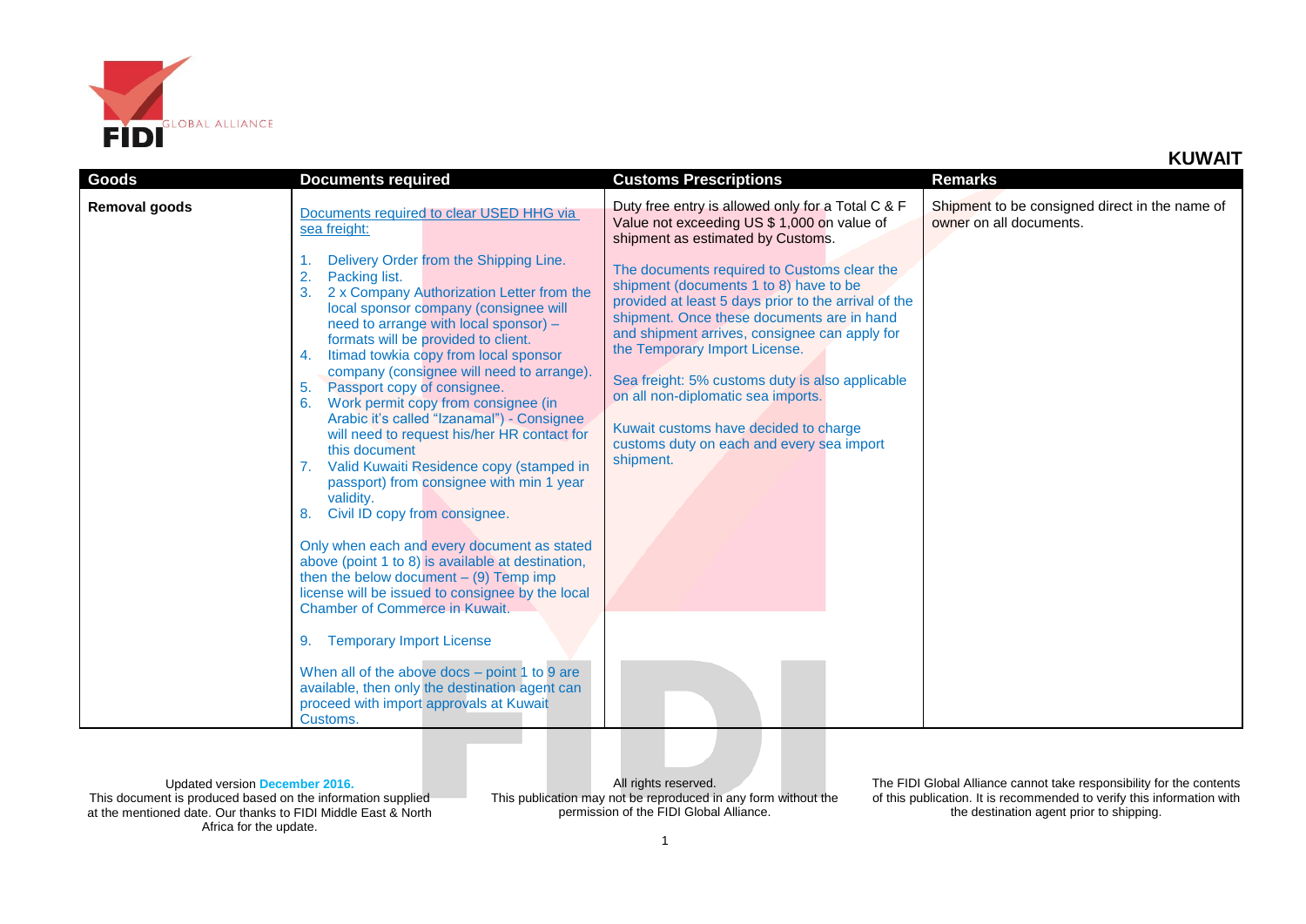# KUWAIT

| Goods | Documents required | Customs Prescriptions | Remarks |
|---|---|---|---|
| **Removal goods** | Documents required to clear USED HHG via sea freight:<br><br>1. Delivery Order from the Shipping Line.<br>2. Packing list.<br>3. 2 x Company Authorization Letter from the local sponsor company (consignee will need to arrange with local sponsor) – formats will be provided to client.<br>4. Itimad towkia copy from local sponsor company (consignee will need to arrange).<br>5. Passport copy of consignee.<br>6. Work permit copy from consignee (in Arabic it's called "Izanamal") - Consignee will need to request his/her HR contact for this document<br>7. Valid Kuwaiti Residence copy (stamped in passport) from consignee with min 1 year validity.<br>8. Civil ID copy from consignee.<br><br>Only when each and every document as stated above (point 1 to 8) is available at destination, then the below document – (9) Temp imp license will be issued to consignee by the local Chamber of Commerce in Kuwait.<br><br>9. Temporary Import License<br><br>When all of the above docs – point 1 to 9 are available, then only the destination agent can proceed with import approvals at Kuwait Customs. | Duty free entry is allowed only for a Total C & F Value not exceeding US $ 1,000 on value of shipment as estimated by Customs.<br><br>The documents required to Customs clear the shipment (documents 1 to 8) have to be provided at least 5 days prior to the arrival of the shipment. Once these documents are in hand and shipment arrives, consignee can apply for the Temporary Import License.<br><br>Sea freight: 5% customs duty is also applicable on all non-diplomatic sea imports.<br><br>Kuwait customs have decided to charge customs duty on each and every sea import shipment. | Shipment to be consigned direct in the name of owner on all documents. |

Updated version **December 2016.**
This document is produced based on the information supplied at the mentioned date. Our thanks to FIDI Middle East & North Africa for the update.

All rights reserved.
This publication may not be reproduced in any form without the permission of the FIDI Global Alliance.

The FIDI Global Alliance cannot take responsibility for the contents of this publication. It is recommended to verify this information with the destination agent prior to shipping.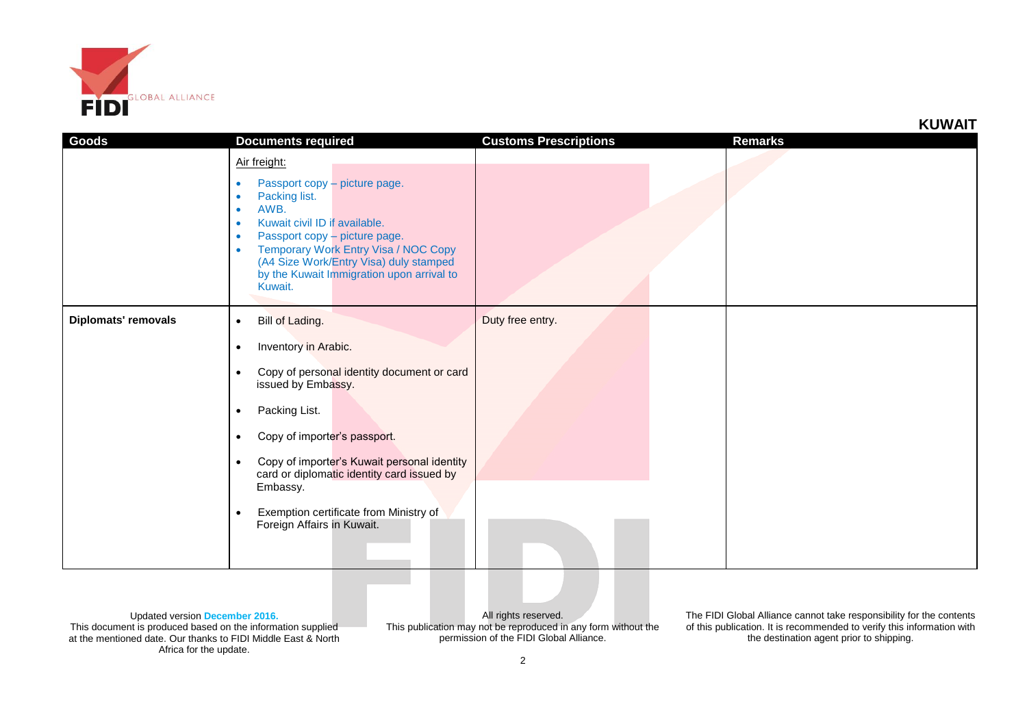## KUWAIT

| Goods | Documents required | Customs Prescriptions | Remarks |
|---|---|---|---|
| | Air freight:<br>• Passport copy – picture page.<br>• Packing list.<br>• AWB.<br>• Kuwait civil ID if available.<br>• Passport copy – picture page.<br>• Temporary Work Entry Visa / NOC Copy (A4 Size Work/Entry Visa) duly stamped by the Kuwait Immigration upon arrival to Kuwait. | | |
| **Diplomats' removals** | • Bill of Lading.<br>• Inventory in Arabic.<br>• Copy of personal identity document or card issued by Embassy.<br>• Packing List.<br>• Copy of importer's passport.<br>• Copy of importer's Kuwait personal identity card or diplomatic identity card issued by Embassy.<br>• Exemption certificate from Ministry of Foreign Affairs in Kuwait. | Duty free entry. | |

Updated version December 2016.
This document is produced based on the information supplied at the mentioned date. Our thanks to FIDI Middle East & North Africa for the update.

All rights reserved.
This publication may not be reproduced in any form without the permission of the FIDI Global Alliance.

The FIDI Global Alliance cannot take responsibility for the contents of this publication. It is recommended to verify this information with the destination agent prior to shipping.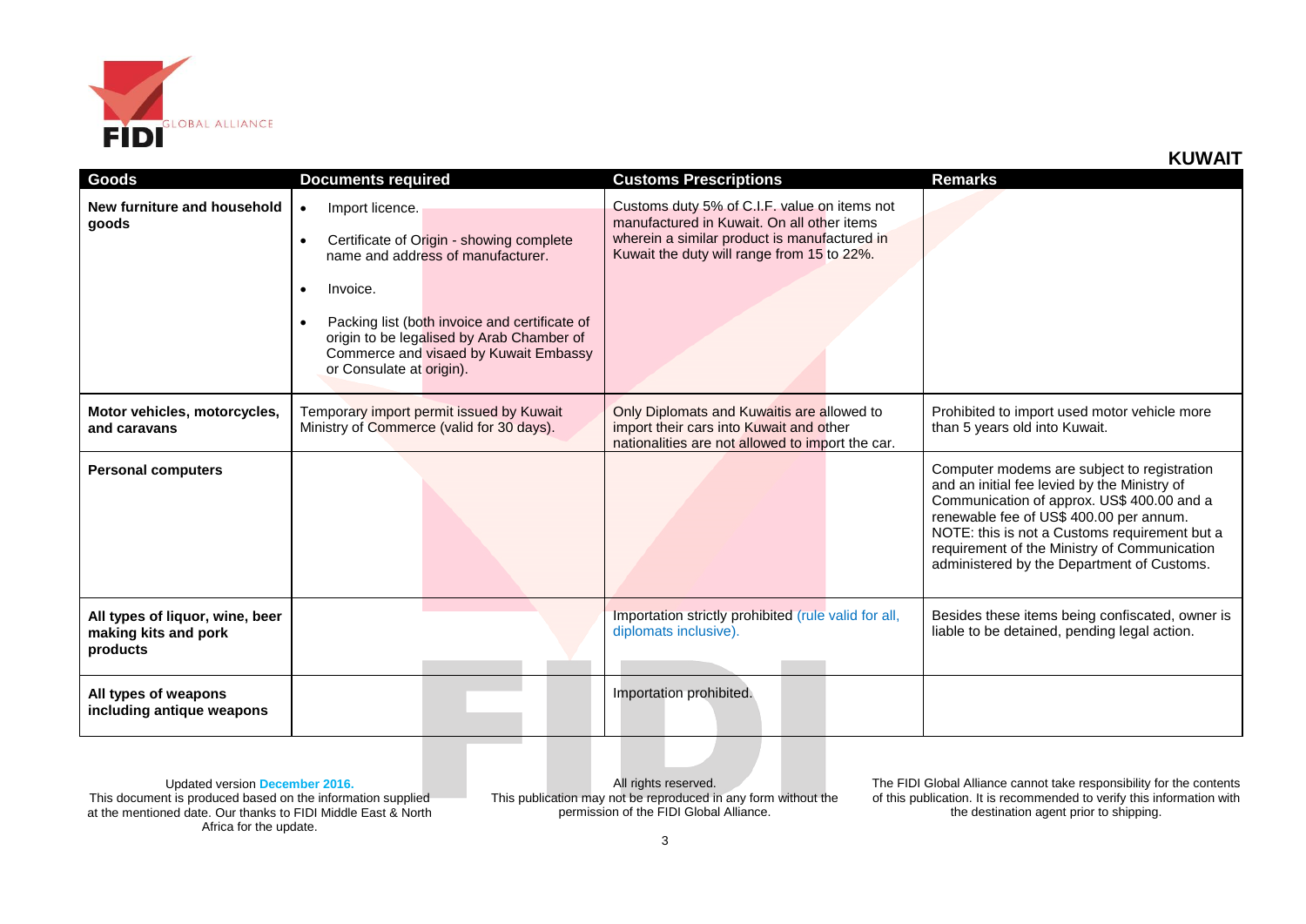**KUWAIT**

| Goods | Documents required | Customs Prescriptions | Remarks |
|---|---|---|---|
| **New furniture and household goods** | • Import licence. <br> • Certificate of Origin - showing complete name and address of manufacturer. <br> • Invoice. <br> • Packing list (both invoice and certificate of origin to be legalised by Arab Chamber of Commerce and visaed by Kuwait Embassy or Consulate at origin). | Customs duty 5% of C.I.F. value on items not manufactured in Kuwait. On all other items wherein a similar product is manufactured in Kuwait the duty will range from 15 to 22%. | |
| **Motor vehicles, motorcycles, and caravans** | Temporary import permit issued by Kuwait Ministry of Commerce (valid for 30 days). | Only Diplomats and Kuwaitis are allowed to import their cars into Kuwait and other nationalities are not allowed to import the car. | Prohibited to import used motor vehicle more than 5 years old into Kuwait. |
| **Personal computers** | | | Computer modems are subject to registration and an initial fee levied by the Ministry of Communication of approx. US$ 400.00 and a renewable fee of US$ 400.00 per annum. NOTE: this is not a Customs requirement but a requirement of the Ministry of Communication administered by the Department of Customs. |
| **All types of liquor, wine, beer making kits and pork products** | | Importation strictly prohibited (rule valid for all, diplomats inclusive). | Besides these items being confiscated, owner is liable to be detained, pending legal action. |
| **All types of weapons including antique weapons** | | Importation prohibited. | |

Updated version **December 2016.**
This document is produced based on the information supplied at the mentioned date. Our thanks to FIDI Middle East & North Africa for the update.

All rights reserved.
This publication may not be reproduced in any form without the permission of the FIDI Global Alliance.

The FIDI Global Alliance cannot take responsibility for the contents of this publication. It is recommended to verify this information with the destination agent prior to shipping.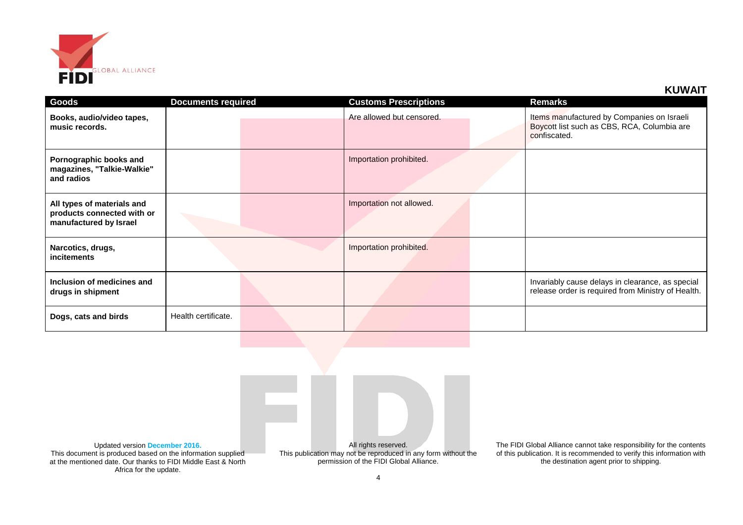## KUWAIT

| Goods | Documents required | Customs Prescriptions | Remarks |
|---|---|---|---|
| **Books, audio/video tapes, music records.** | | Are allowed but censored. | Items manufactured by Companies on Israeli Boycott list such as CBS, RCA, Columbia are confiscated. |
| **Pornographic books and magazines, "Talkie-Walkie" and radios** | | Importation prohibited. | |
| **All types of materials and products connected with or manufactured by Israel** | | Importation not allowed. | |
| **Narcotics, drugs, incitements** | | Importation prohibited. | |
| **Inclusion of medicines and drugs in shipment** | | | Invariably cause delays in clearance, as special release order is required from Ministry of Health. |
| **Dogs, cats and birds** | Health certificate. | | |

Updated version **December 2016.**
This document is produced based on the information supplied at the mentioned date. Our thanks to FIDI Middle East & North Africa for the update.

All rights reserved.
This publication may not be reproduced in any form without the permission of the FIDI Global Alliance.

The FIDI Global Alliance cannot take responsibility for the contents of this publication. It is recommended to verify this information with the destination agent prior to shipping.